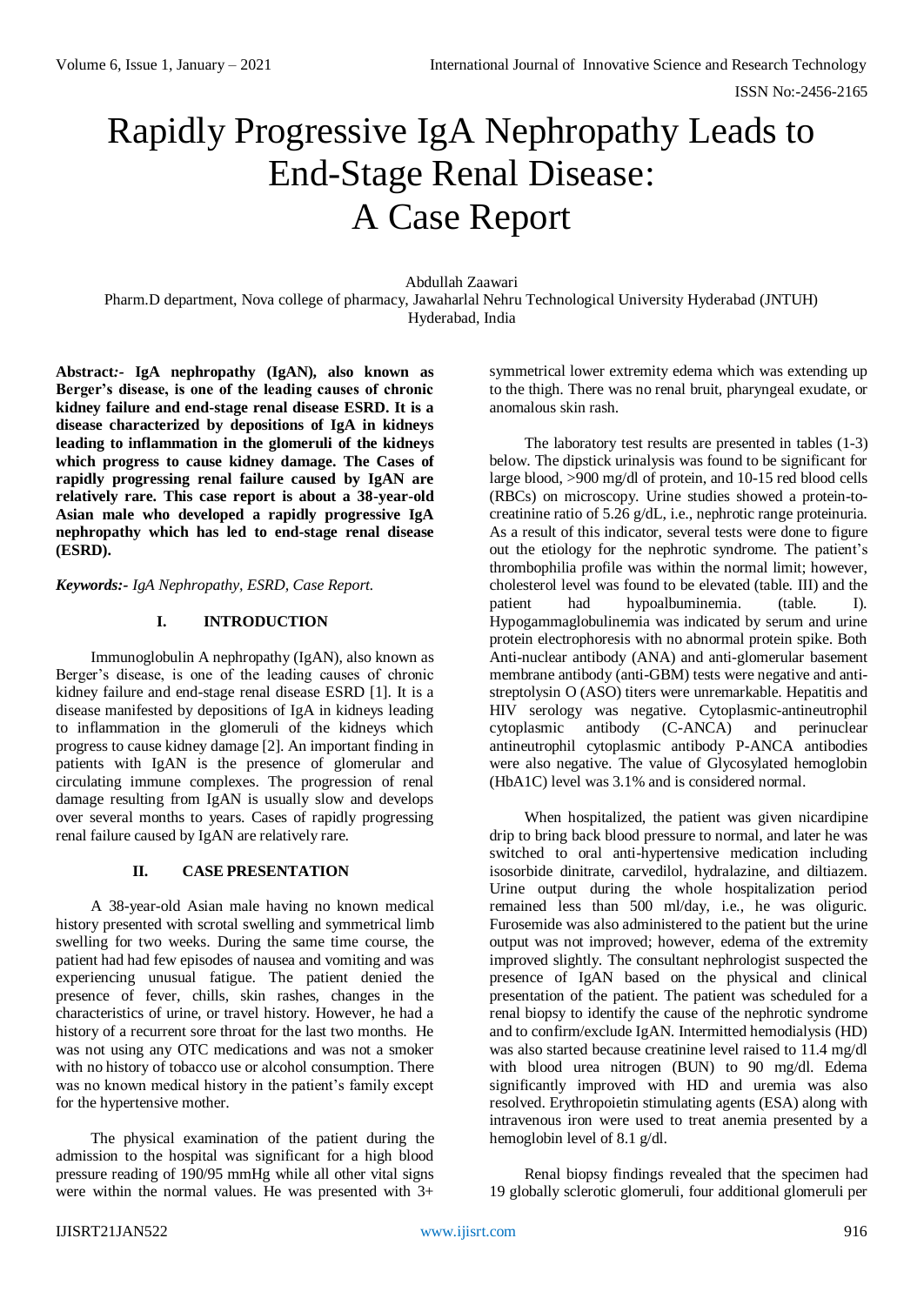# Rapidly Progressive IgA Nephropathy Leads to End-Stage Renal Disease: A Case Report

Abdullah Zaawari

Pharm.D department, Nova college of pharmacy, Jawaharlal Nehru Technological University Hyderabad (JNTUH) Hyderabad, India

**Abstract:- IgA nephropathy (IgAN), also known as Berger's disease, is one of the leading causes of chronic kidney failure and end-stage renal disease ESRD. It is a disease characterized by depositions of IgA in kidneys leading to inflammation in the glomeruli of the kidneys which progress to cause kidney damage. The Cases of rapidly progressing renal failure caused by IgAN are relatively rare. This case report is about a 38-year-old Asian male who developed a rapidly progressive IgA nephropathy which has led to end-stage renal disease (ESRD).**

***Keywords:-*** *IgA Nephropathy, ESRD, Case Report.*

## I. INTRODUCTION

Immunoglobulin A nephropathy (IgAN), also known as Berger's disease, is one of the leading causes of chronic kidney failure and end-stage renal disease ESRD [1]. It is a disease manifested by depositions of IgA in kidneys leading to inflammation in the glomeruli of the kidneys which progress to cause kidney damage [2]. An important finding in patients with IgAN is the presence of glomerular and circulating immune complexes. The progression of renal damage resulting from IgAN is usually slow and develops over several months to years. Cases of rapidly progressing renal failure caused by IgAN are relatively rare.

## II. CASE PRESENTATION

A 38-year-old Asian male having no known medical history presented with scrotal swelling and symmetrical limb swelling for two weeks. During the same time course, the patient had had few episodes of nausea and vomiting and was experiencing unusual fatigue. The patient denied the presence of fever, chills, skin rashes, changes in the characteristics of urine, or travel history. However, he had a history of a recurrent sore throat for the last two months. He was not using any OTC medications and was not a smoker with no history of tobacco use or alcohol consumption. There was no known medical history in the patient's family except for the hypertensive mother.

The physical examination of the patient during the admission to the hospital was significant for a high blood pressure reading of 190/95 mmHg while all other vital signs were within the normal values. He was presented with 3+ symmetrical lower extremity edema which was extending up to the thigh. There was no renal bruit, pharyngeal exudate, or anomalous skin rash.

The laboratory test results are presented in tables (1-3) below. The dipstick urinalysis was found to be significant for large blood, >900 mg/dl of protein, and 10-15 red blood cells (RBCs) on microscopy. Urine studies showed a protein-to-creatinine ratio of 5.26 g/dL, i.e., nephrotic range proteinuria. As a result of this indicator, several tests were done to figure out the etiology for the nephrotic syndrome. The patient's thrombophilia profile was within the normal limit; however, cholesterol level was found to be elevated (table. III) and the patient had hypoalbuminemia. (table. I). Hypogammaglobulinemia was indicated by serum and urine protein electrophoresis with no abnormal protein spike. Both Anti-nuclear antibody (ANA) and anti-glomerular basement membrane antibody (anti-GBM) tests were negative and anti-streptolysin O (ASO) titers were unremarkable. Hepatitis and HIV serology was negative. Cytoplasmic-antineutrophil cytoplasmic antibody (C-ANCA) and perinuclear antineutrophil cytoplasmic antibody P-ANCA antibodies were also negative. The value of Glycosylated hemoglobin (HbA1C) level was 3.1% and is considered normal.

When hospitalized, the patient was given nicardipine drip to bring back blood pressure to normal, and later he was switched to oral anti-hypertensive medication including isosorbide dinitrate, carvedilol, hydralazine, and diltiazem. Urine output during the whole hospitalization period remained less than 500 ml/day, i.e., he was oliguric. Furosemide was also administered to the patient but the urine output was not improved; however, edema of the extremity improved slightly. The consultant nephrologist suspected the presence of IgAN based on the physical and clinical presentation of the patient. The patient was scheduled for a renal biopsy to identify the cause of the nephrotic syndrome and to confirm/exclude IgAN. Intermitted hemodialysis (HD) was also started because creatinine level raised to 11.4 mg/dl with blood urea nitrogen (BUN) to 90 mg/dl. Edema significantly improved with HD and uremia was also resolved. Erythropoietin stimulating agents (ESA) along with intravenous iron were used to treat anemia presented by a hemoglobin level of 8.1 g/dl.

Renal biopsy findings revealed that the specimen had 19 globally sclerotic glomeruli, four additional glomeruli per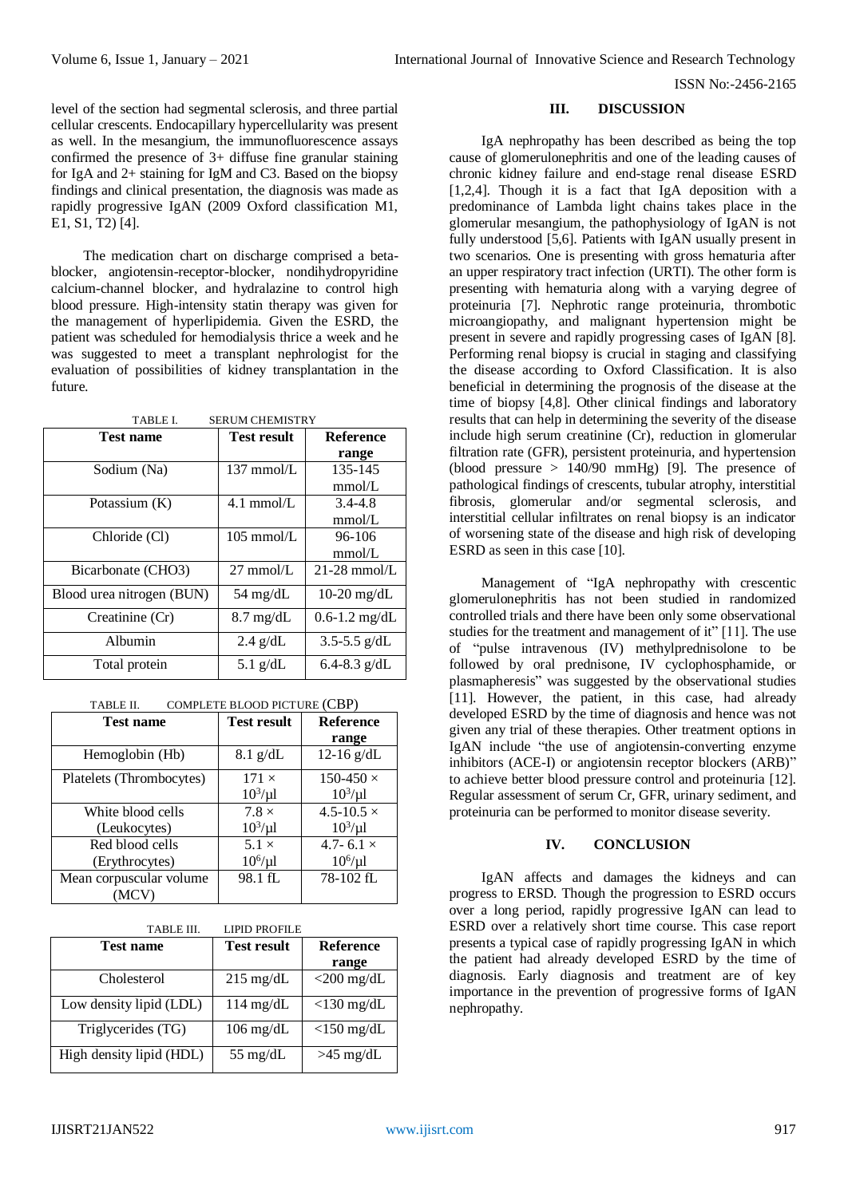level of the section had segmental sclerosis, and three partial cellular crescents. Endocapillary hypercellularity was present as well. In the mesangium, the immunofluorescence assays confirmed the presence of 3+ diffuse fine granular staining for IgA and 2+ staining for IgM and C3. Based on the biopsy findings and clinical presentation, the diagnosis was made as rapidly progressive IgAN (2009 Oxford classification M1, E1, S1, T2) [4].

The medication chart on discharge comprised a beta-blocker, angiotensin-receptor-blocker, nondihydropyridine calcium-channel blocker, and hydralazine to control high blood pressure. High-intensity statin therapy was given for the management of hyperlipidemia. Given the ESRD, the patient was scheduled for hemodialysis thrice a week and he was suggested to meet a transplant nephrologist for the evaluation of possibilities of kidney transplantation in the future.

TABLE I. SERUM CHEMISTRY

| Test name | Test result | Reference range |
|---|---|---|
| Sodium (Na) | 137 mmol/L | 135-145 mmol/L |
| Potassium (K) | 4.1 mmol/L | 3.4-4.8 mmol/L |
| Chloride (Cl) | 105 mmol/L | 96-106 mmol/L |
| Bicarbonate (CHO3) | 27 mmol/L | 21-28 mmol/L |
| Blood urea nitrogen (BUN) | 54 mg/dL | 10-20 mg/dL |
| Creatinine (Cr) | 8.7 mg/dL | 0.6-1.2 mg/dL |
| Albumin | 2.4 g/dL | 3.5-5.5 g/dL |
| Total protein | 5.1 g/dL | 6.4-8.3 g/dL |

TABLE II. COMPLETE BLOOD PICTURE (CBP)

| Test name | Test result | Reference range |
|---|---|---|
| Hemoglobin (Hb) | 8.1 g/dL | 12-16 g/dL |
| Platelets (Thrombocytes) | $171 \times 10^3/\mu l$ | $150\text{-}450 \times 10^3/\mu l$ |
| White blood cells (Leukocytes) | $7.8 \times 10^3/\mu l$ | $4.5\text{-}10.5 \times 10^3/\mu l$ |
| Red blood cells (Erythrocytes) | $5.1 \times 10^6/\mu l$ | $4.7\text{-}6.1 \times 10^6/\mu l$ |
| Mean corpuscular volume (MCV) | 98.1 fL | 78-102 fL |

TABLE III. LIPID PROFILE

| Test name | Test result | Reference range |
|---|---|---|
| Cholesterol | 215 mg/dL | <200 mg/dL |
| Low density lipid (LDL) | 114 mg/dL | <130 mg/dL |
| Triglycerides (TG) | 106 mg/dL | <150 mg/dL |
| High density lipid (HDL) | 55 mg/dL | >45 mg/dL |

## III. DISCUSSION

IgA nephropathy has been described as being the top cause of glomerulonephritis and one of the leading causes of chronic kidney failure and end-stage renal disease ESRD [1,2,4]. Though it is a fact that IgA deposition with a predominance of Lambda light chains takes place in the glomerular mesangium, the pathophysiology of IgAN is not fully understood [5,6]. Patients with IgAN usually present in two scenarios. One is presenting with gross hematuria after an upper respiratory tract infection (URTI). The other form is presenting with hematuria along with a varying degree of proteinuria [7]. Nephrotic range proteinuria, thrombotic microangiopathy, and malignant hypertension might be present in severe and rapidly progressing cases of IgAN [8]. Performing renal biopsy is crucial in staging and classifying the disease according to Oxford Classification. It is also beneficial in determining the prognosis of the disease at the time of biopsy [4,8]. Other clinical findings and laboratory results that can help in determining the severity of the disease include high serum creatinine (Cr), reduction in glomerular filtration rate (GFR), persistent proteinuria, and hypertension (blood pressure > 140/90 mmHg) [9]. The presence of pathological findings of crescents, tubular atrophy, interstitial fibrosis, glomerular and/or segmental sclerosis, and interstitial cellular infiltrates on renal biopsy is an indicator of worsening state of the disease and high risk of developing ESRD as seen in this case [10].

Management of "IgA nephropathy with crescentic glomerulonephritis has not been studied in randomized controlled trials and there have been only some observational studies for the treatment and management of it" [11]. The use of "pulse intravenous (IV) methylprednisolone to be followed by oral prednisone, IV cyclophosphamide, or plasmapheresis" was suggested by the observational studies [11]. However, the patient, in this case, had already developed ESRD by the time of diagnosis and hence was not given any trial of these therapies. Other treatment options in IgAN include "the use of angiotensin-converting enzyme inhibitors (ACE-I) or angiotensin receptor blockers (ARB)" to achieve better blood pressure control and proteinuria [12]. Regular assessment of serum Cr, GFR, urinary sediment, and proteinuria can be performed to monitor disease severity.

## IV. CONCLUSION

IgAN affects and damages the kidneys and can progress to ERSD. Though the progression to ESRD occurs over a long period, rapidly progressive IgAN can lead to ESRD over a relatively short time course. This case report presents a typical case of rapidly progressing IgAN in which the patient had already developed ESRD by the time of diagnosis. Early diagnosis and treatment are of key importance in the prevention of progressive forms of IgAN nephropathy.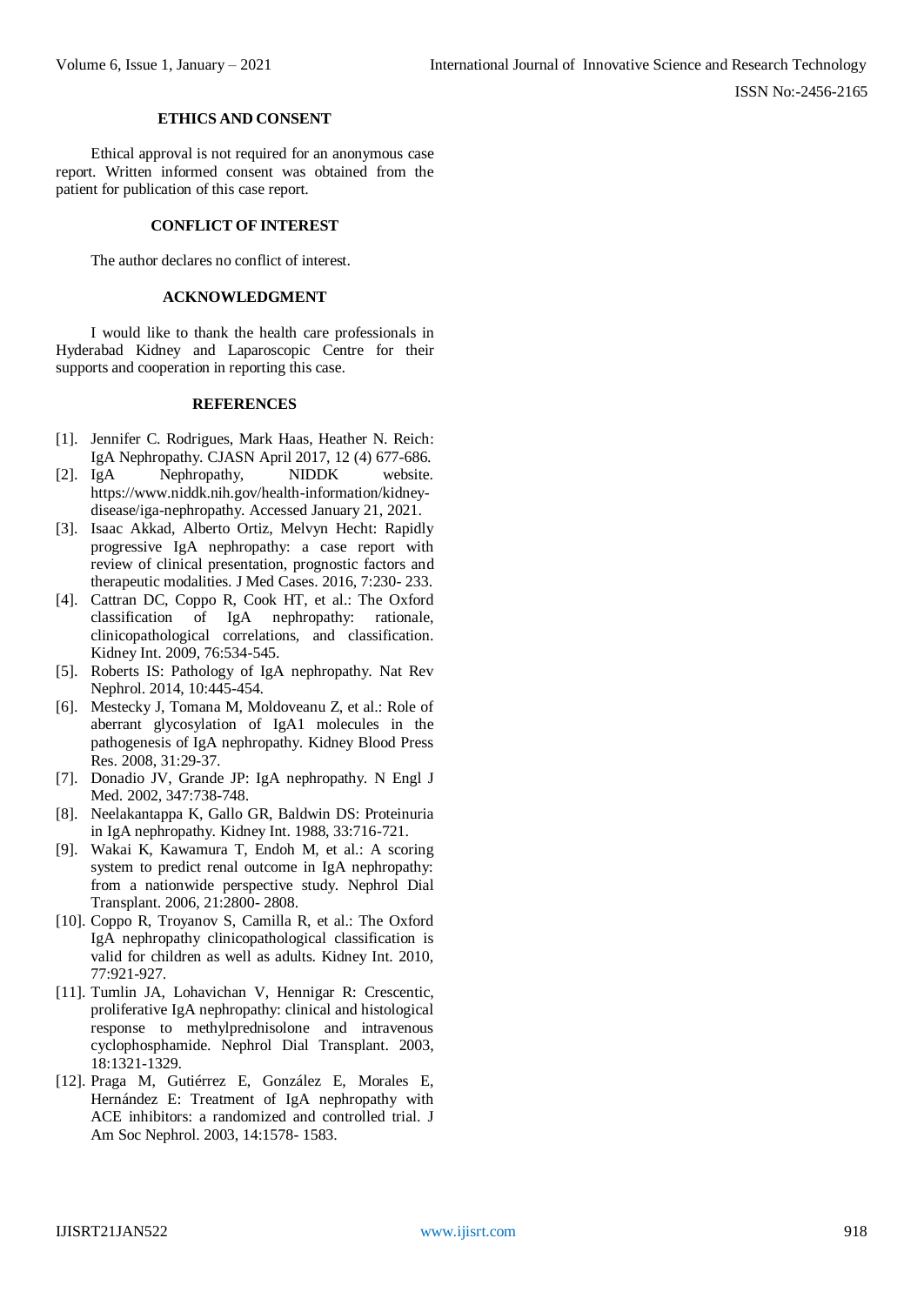## ETHICS AND CONSENT

Ethical approval is not required for an anonymous case report. Written informed consent was obtained from the patient for publication of this case report.

## CONFLICT OF INTEREST

The author declares no conflict of interest.

## ACKNOWLEDGMENT

I would like to thank the health care professionals in Hyderabad Kidney and Laparoscopic Centre for their supports and cooperation in reporting this case.

## REFERENCES

- [1]. Jennifer C. Rodrigues, Mark Haas, Heather N. Reich: IgA Nephropathy. CJASN April 2017, 12 (4) 677-686.
- [2]. IgA Nephropathy, NIDDK website. https://www.niddk.nih.gov/health-information/kidney-disease/iga-nephropathy. Accessed January 21, 2021.
- [3]. Isaac Akkad, Alberto Ortiz, Melvyn Hecht: Rapidly progressive IgA nephropathy: a case report with review of clinical presentation, prognostic factors and therapeutic modalities. J Med Cases. 2016, 7:230- 233.
- [4]. Cattran DC, Coppo R, Cook HT, et al.: The Oxford classification of IgA nephropathy: rationale, clinicopathological correlations, and classification. Kidney Int. 2009, 76:534-545.
- [5]. Roberts IS: Pathology of IgA nephropathy. Nat Rev Nephrol. 2014, 10:445-454.
- [6]. Mestecky J, Tomana M, Moldoveanu Z, et al.: Role of aberrant glycosylation of IgA1 molecules in the pathogenesis of IgA nephropathy. Kidney Blood Press Res. 2008, 31:29-37.
- [7]. Donadio JV, Grande JP: IgA nephropathy. N Engl J Med. 2002, 347:738-748.
- [8]. Neelakantappa K, Gallo GR, Baldwin DS: Proteinuria in IgA nephropathy. Kidney Int. 1988, 33:716-721.
- [9]. Wakai K, Kawamura T, Endoh M, et al.: A scoring system to predict renal outcome in IgA nephropathy: from a nationwide perspective study. Nephrol Dial Transplant. 2006, 21:2800- 2808.
- [10]. Coppo R, Troyanov S, Camilla R, et al.: The Oxford IgA nephropathy clinicopathological classification is valid for children as well as adults. Kidney Int. 2010, 77:921-927.
- [11]. Tumlin JA, Lohavichan V, Hennigar R: Crescentic, proliferative IgA nephropathy: clinical and histological response to methylprednisolone and intravenous cyclophosphamide. Nephrol Dial Transplant. 2003, 18:1321-1329.
- [12]. Praga M, Gutiérrez E, González E, Morales E, Hernández E: Treatment of IgA nephropathy with ACE inhibitors: a randomized and controlled trial. J Am Soc Nephrol. 2003, 14:1578- 1583.